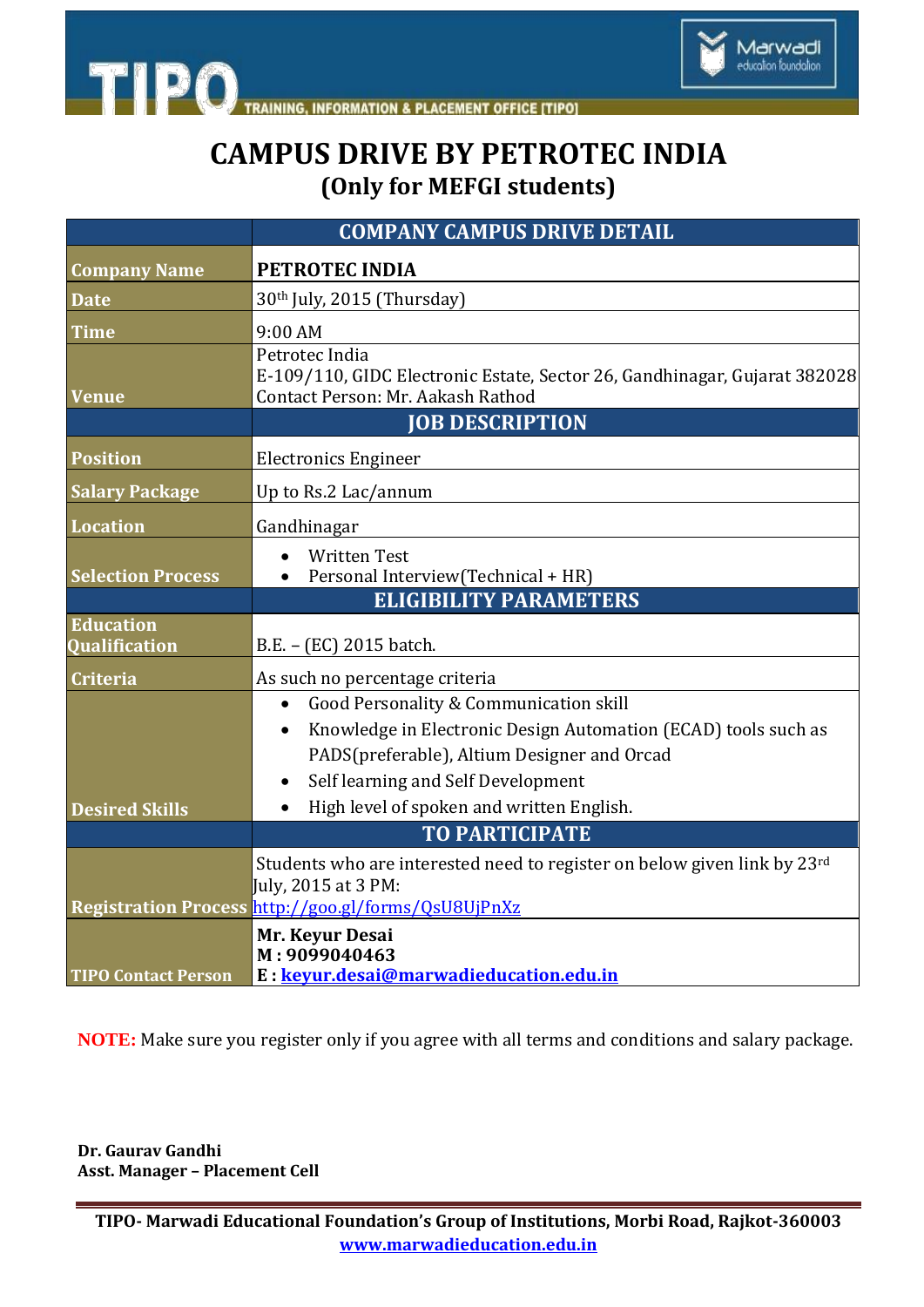TIPO

TRAINING, INFORMATION & PLACEMENT OFFICE [TIPO]

Marwadi education foundation

# CAMPUS DRIVE BY PETROTEC INDIA

## (Only for MEFGI students)

| | COMPANY CAMPUS DRIVE DETAIL |
|---|---|
| **Company Name** | **PETROTEC INDIA** |
| **Date** | 30th July, 2015 (Thursday) |
| **Time** | 9:00 AM |
| **Venue** | Petrotec India<br>E-109/110, GIDC Electronic Estate, Sector 26, Gandhinagar, Gujarat 382028<br>Contact Person: Mr. Aakash Rathod |
| | **JOB DESCRIPTION** |
| **Position** | Electronics Engineer |
| **Salary Package** | Up to Rs.2 Lac/annum |
| **Location** | Gandhinagar |
| **Selection Process** | • Written Test<br>• Personal Interview(Technical + HR) |
| | **ELIGIBILITY PARAMETERS** |
| **Education Qualification** | B.E. – (EC) 2015 batch. |
| **Criteria** | As such no percentage criteria |
| **Desired Skills** | • Good Personality & Communication skill<br>• Knowledge in Electronic Design Automation (ECAD) tools such as PADS(preferable), Altium Designer and Orcad<br>• Self learning and Self Development<br>• High level of spoken and written English. |
| | **TO PARTICIPATE** |
| **Registration Process** | Students who are interested need to register on below given link by 23rd July, 2015 at 3 PM:<br>http://goo.gl/forms/QsU8UjPnXz |
| **TIPO Contact Person** | **Mr. Keyur Desai**<br>**M : 9099040463**<br>**E : keyur.desai@marwadieducation.edu.in** |

**NOTE:** Make sure you register only if you agree with all terms and conditions and salary package.

**Dr. Gaurav Gandhi**
**Asst. Manager – Placement Cell**

**TIPO- Marwadi Educational Foundation's Group of Institutions, Morbi Road, Rajkot-360003**
**www.marwadieducation.edu.in**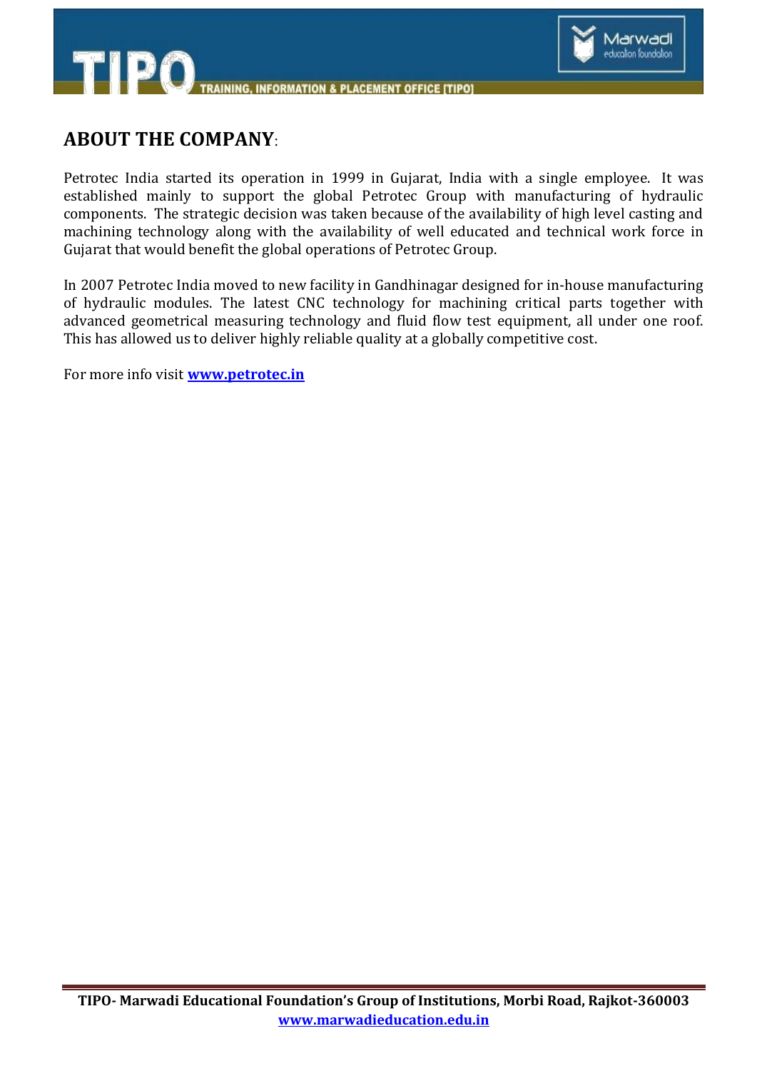## ABOUT THE COMPANY:

Petrotec India started its operation in 1999 in Gujarat, India with a single employee. It was established mainly to support the global Petrotec Group with manufacturing of hydraulic components. The strategic decision was taken because of the availability of high level casting and machining technology along with the availability of well educated and technical work force in Gujarat that would benefit the global operations of Petrotec Group.

In 2007 Petrotec India moved to new facility in Gandhinagar designed for in-house manufacturing of hydraulic modules. The latest CNC technology for machining critical parts together with advanced geometrical measuring technology and fluid flow test equipment, all under one roof. This has allowed us to deliver highly reliable quality at a globally competitive cost.

For more info visit **www.petrotec.in**